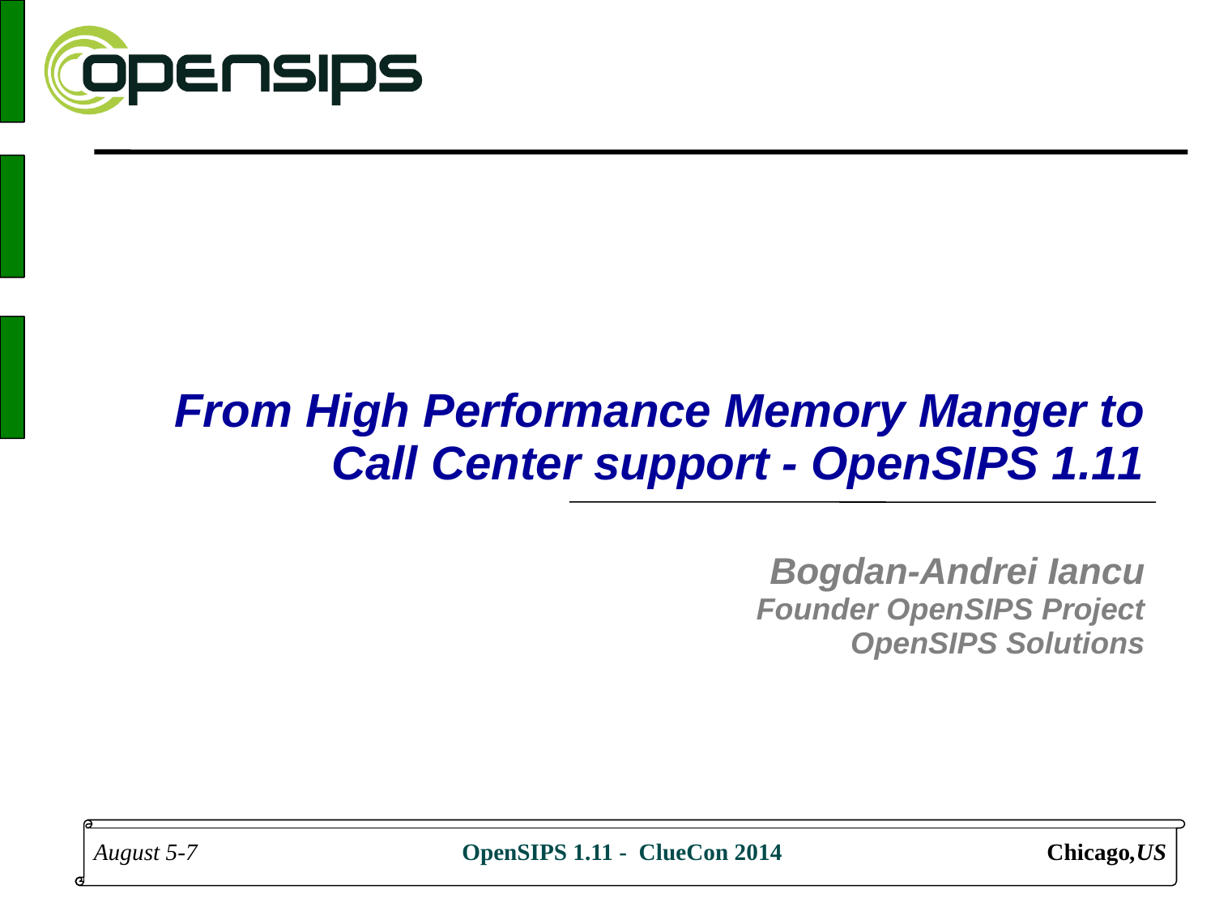# From High Performance Memory Manger to Call Center support - OpenSIPS 1.11

***Bogdan-Andrei Iancu***
***Founder OpenSIPS Project***
***OpenSIPS Solutions***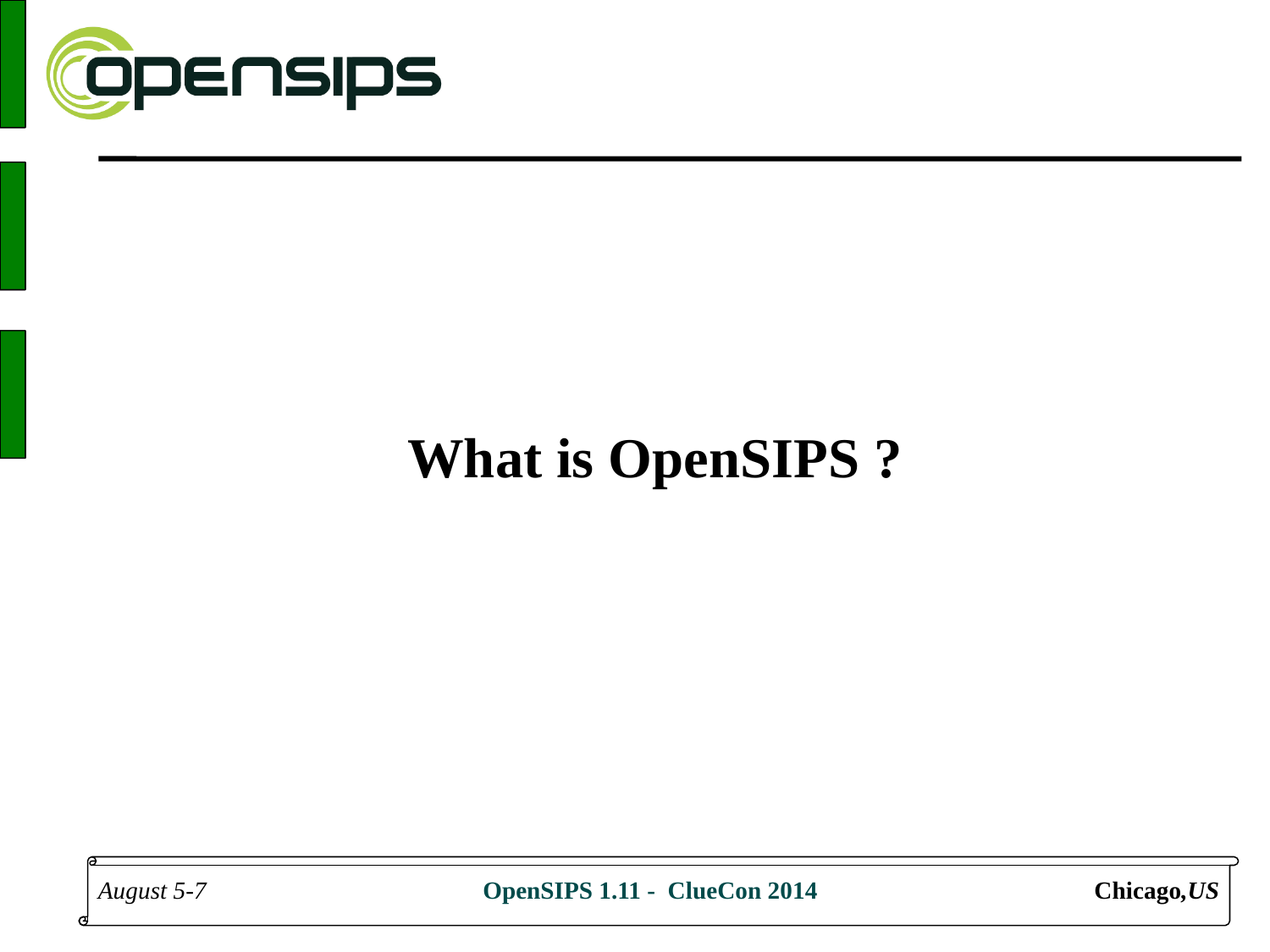# What is OpenSIPS ?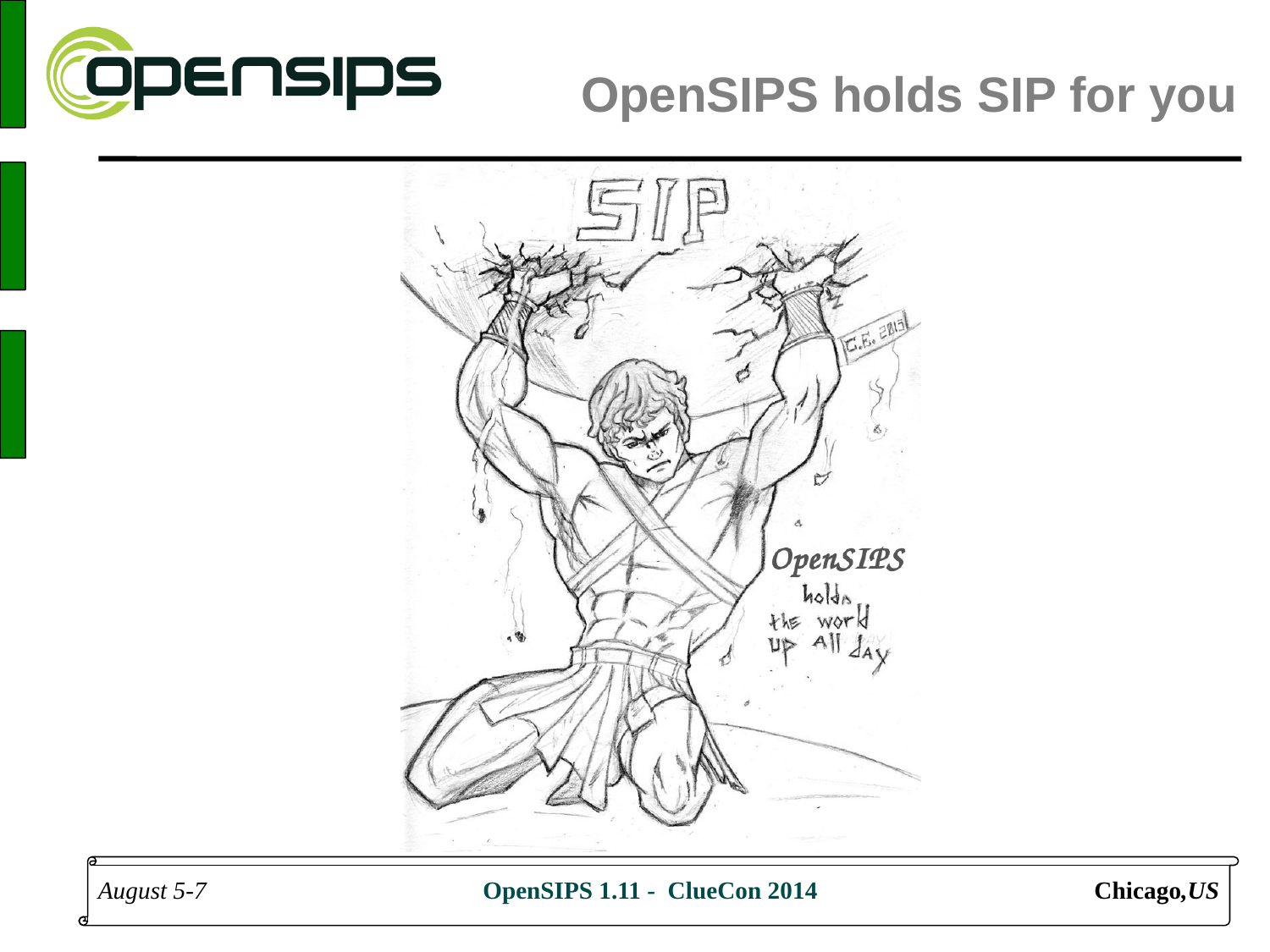# OpenSIPS holds SIP for you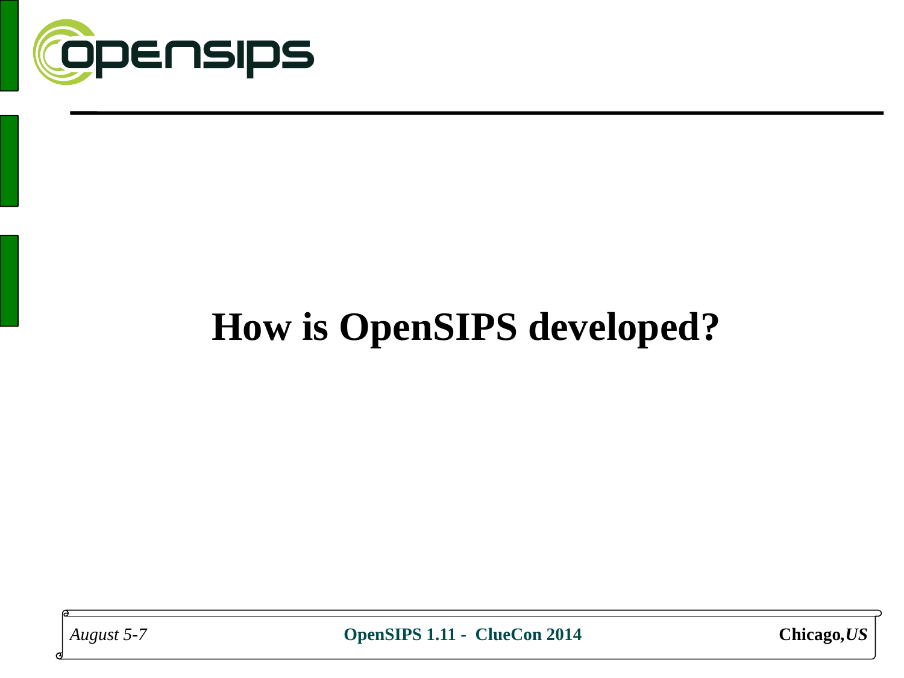# How is OpenSIPS developed?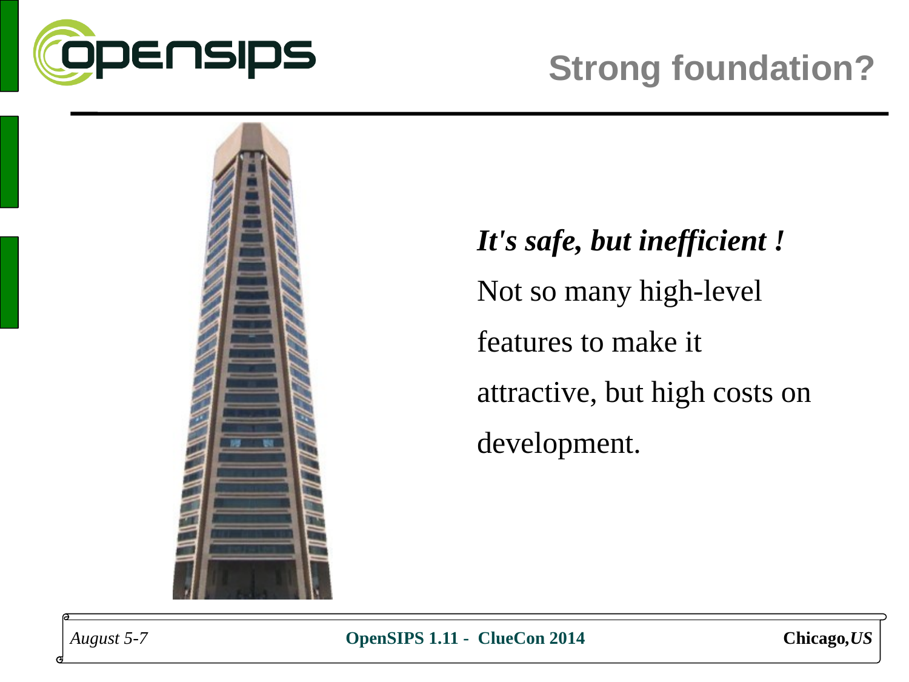# Strong foundation?

***It's safe, but inefficient !***

Not so many high-level features to make it attractive, but high costs on development.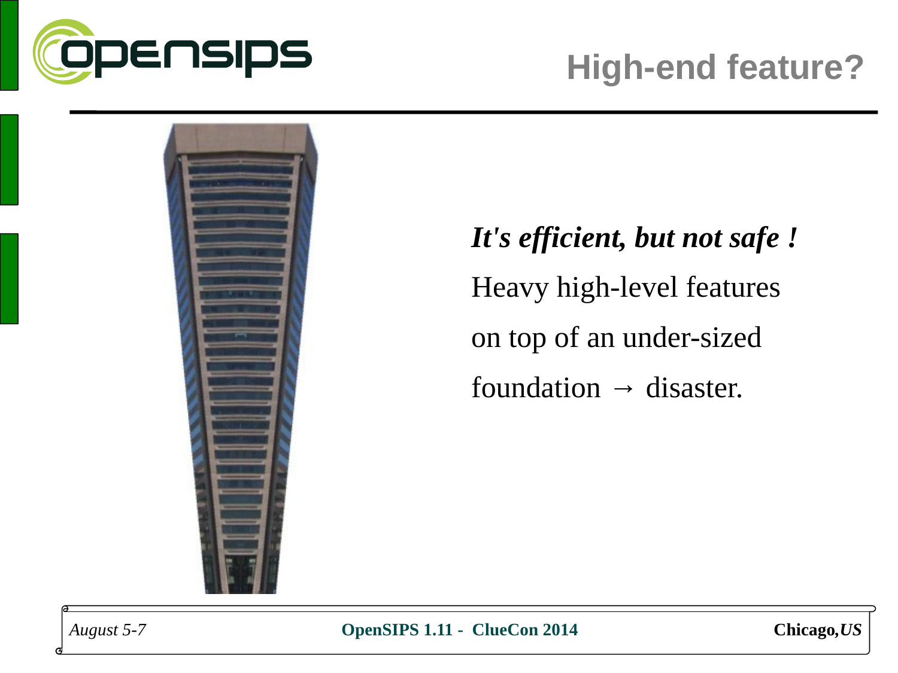# High-end feature?

***It's efficient, but not safe !***

Heavy high-level features on top of an under-sized foundation → disaster.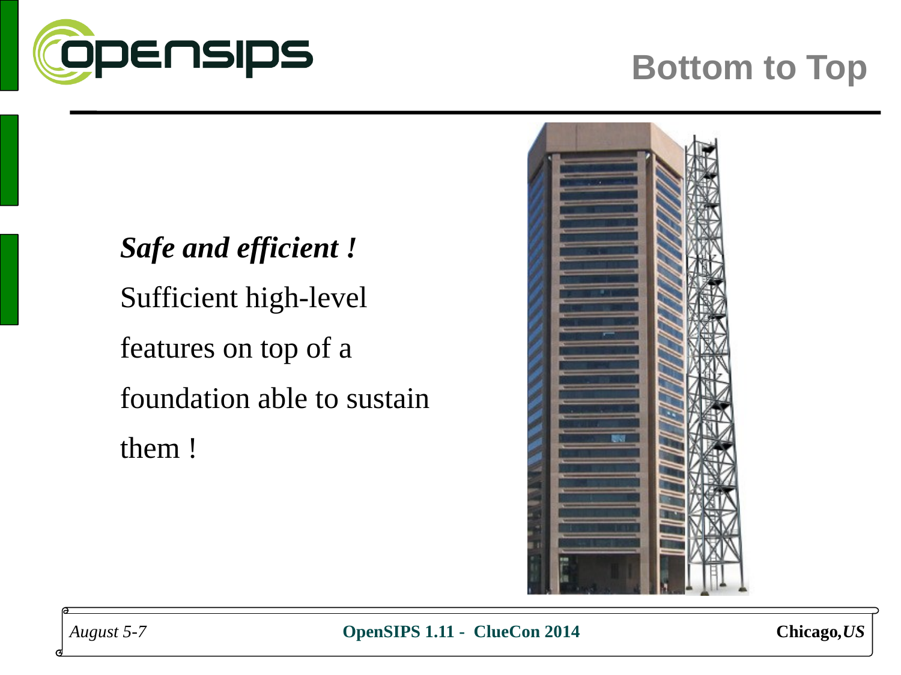# Bottom to Top

***Safe and efficient !***

Sufficient high-level features on top of a foundation able to sustain them !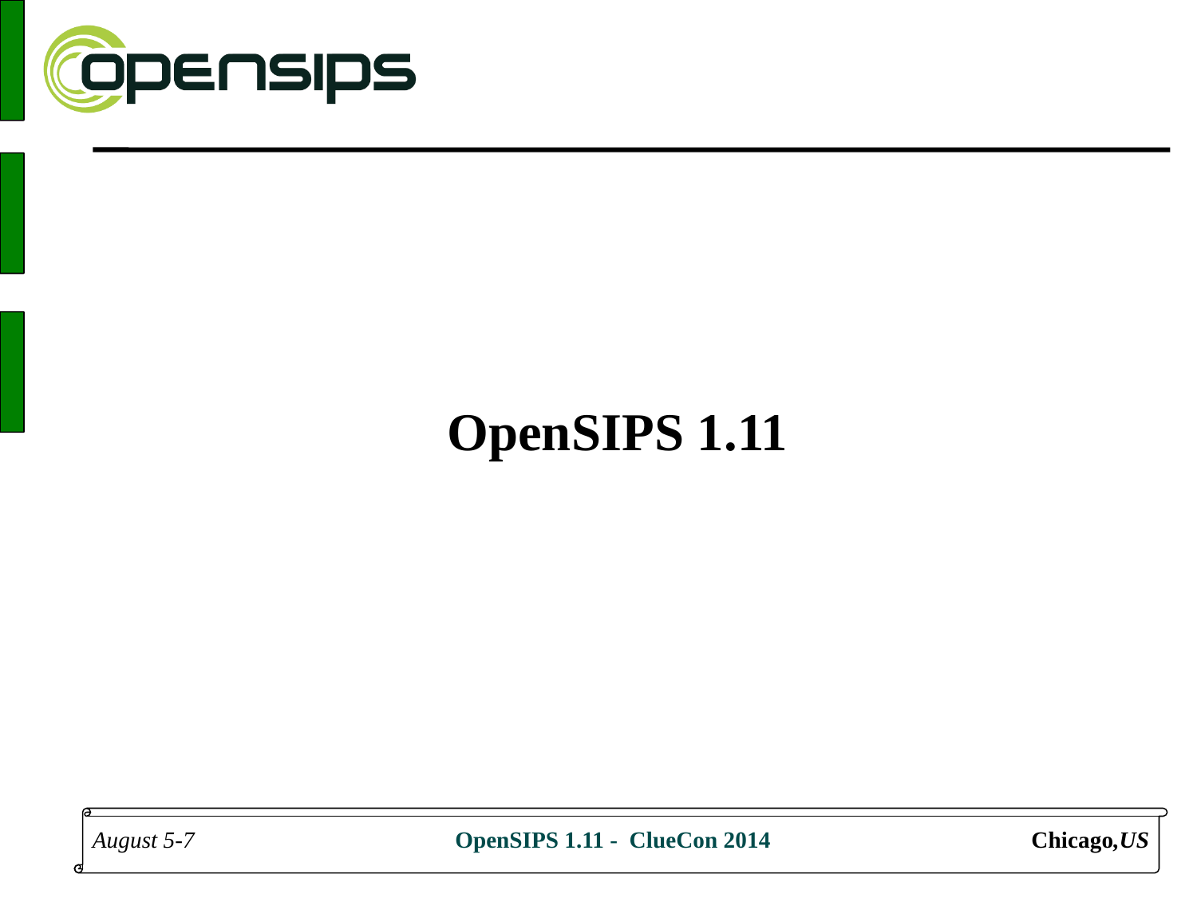# OpenSIPS 1.11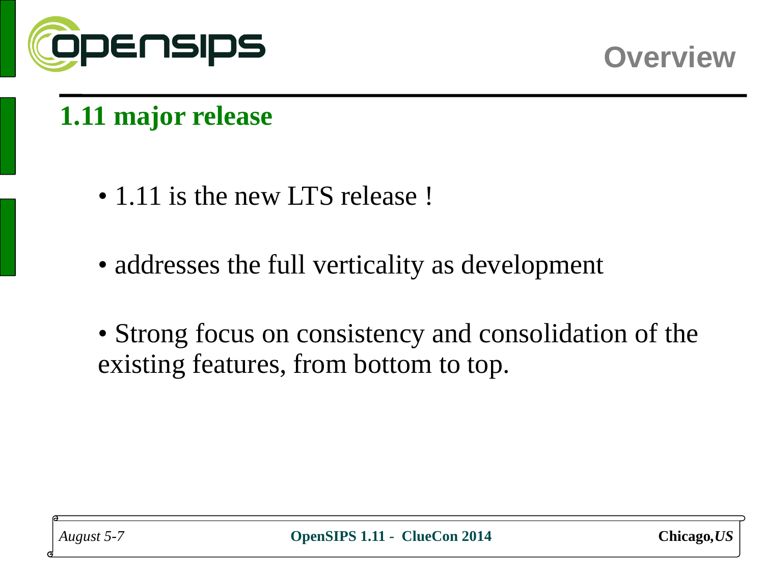# Overview

## 1.11 major release

- 1.11 is the new LTS release !
- addresses the full verticality as development
- Strong focus on consistency and consolidation of the existing features, from bottom to top.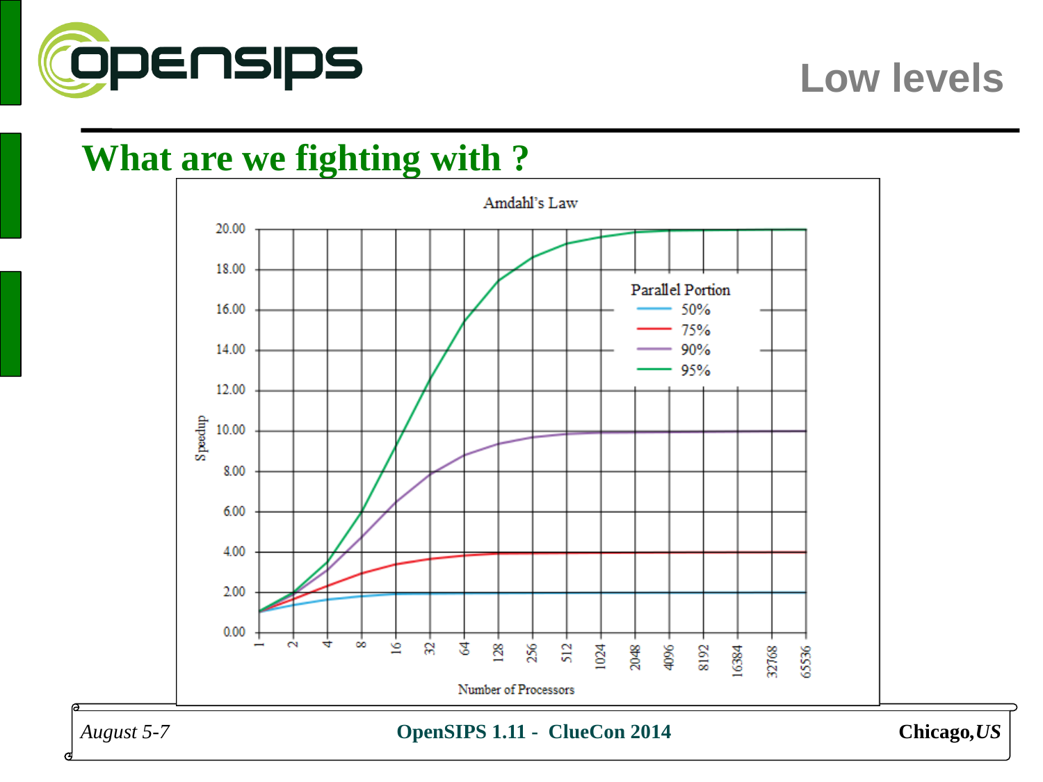# Low levels

## What are we fighting with ?

Amdahl's Law

Parallel Portion: 50%, 75%, 90%, 95%

Speedup

Number of Processors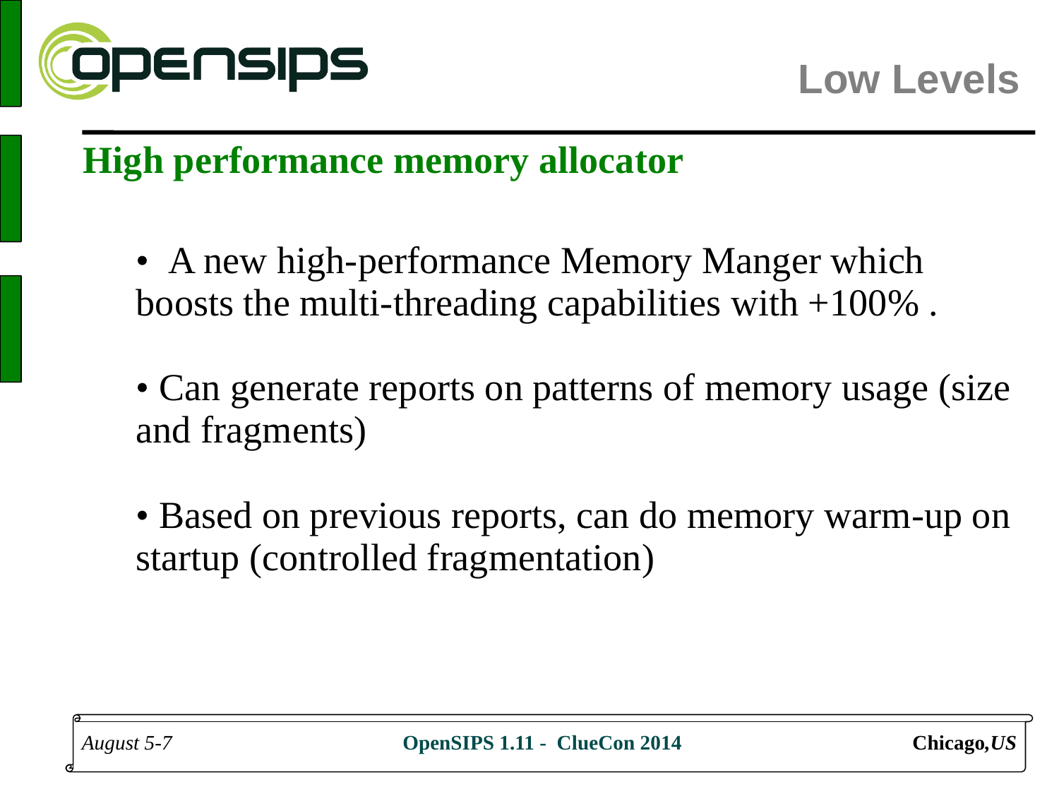# Low Levels

## High performance memory allocator

- A new high-performance Memory Manger which boosts the multi-threading capabilities with +100% .
- Can generate reports on patterns of memory usage (size and fragments)
- Based on previous reports, can do memory warm-up on startup (controlled fragmentation)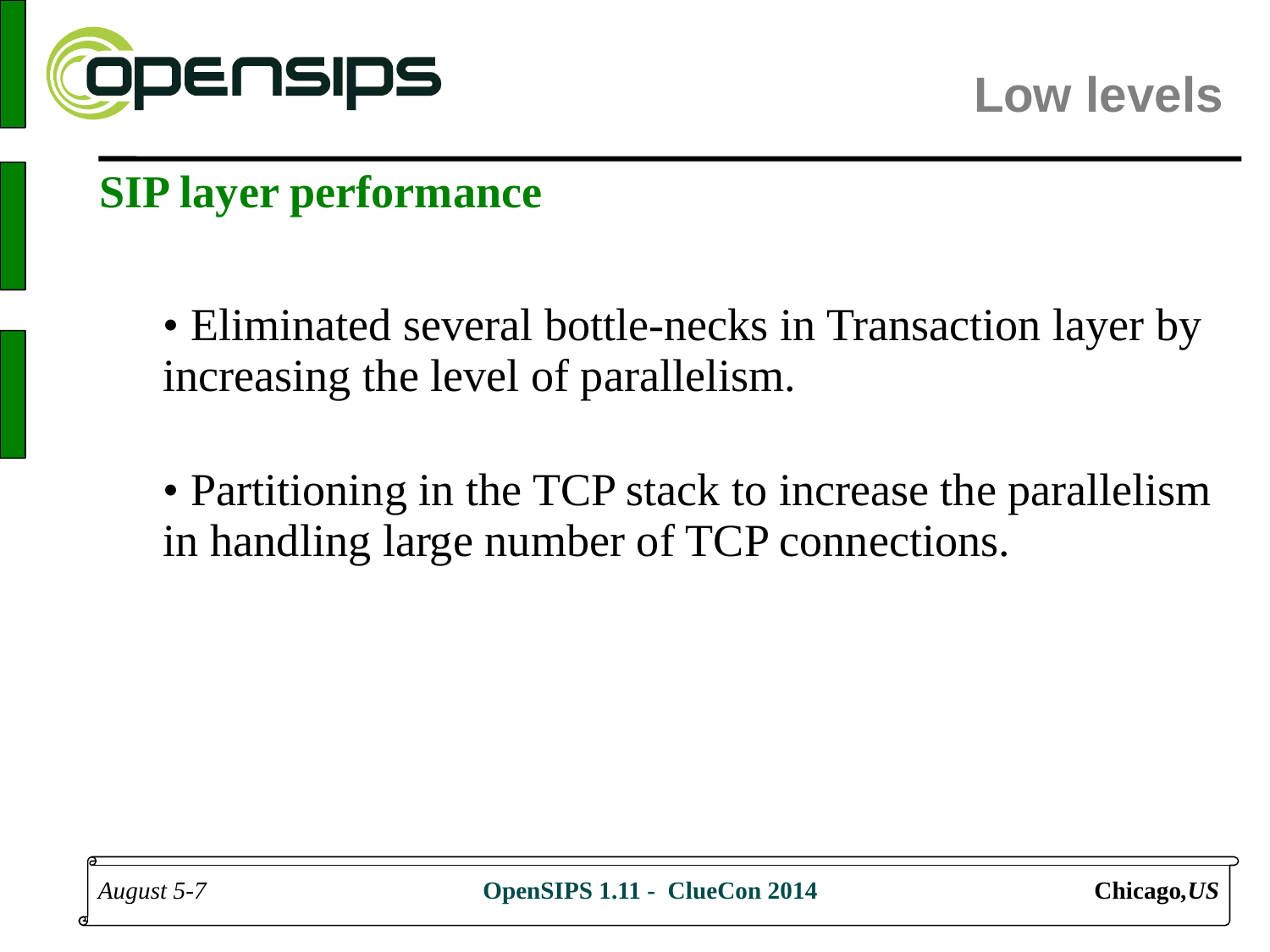# Low levels

## SIP layer performance

- Eliminated several bottle-necks in Transaction layer by increasing the level of parallelism.
- Partitioning in the TCP stack to increase the parallelism in handling large number of TCP connections.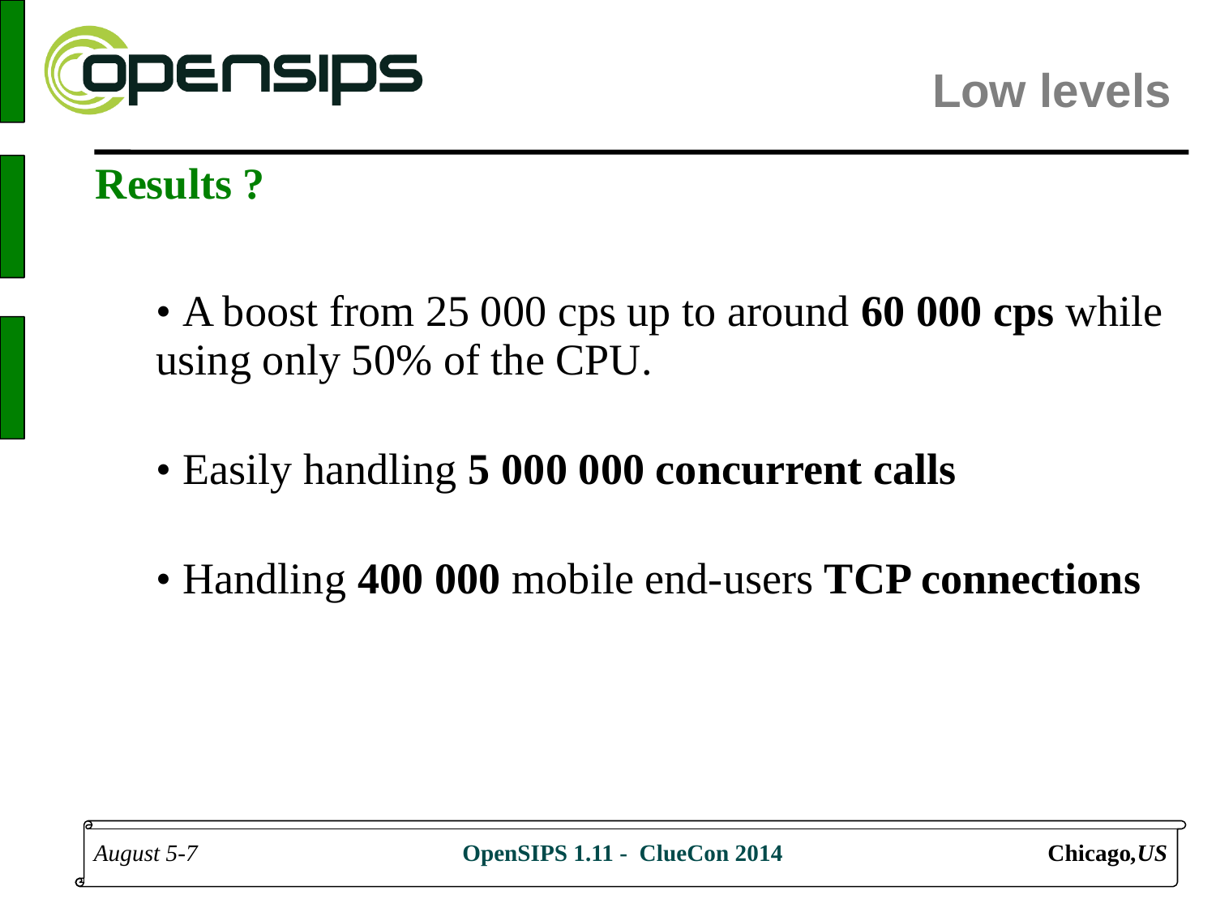## Low levels

### Results ?

- A boost from 25 000 cps up to around **60 000 cps** while using only 50% of the CPU.
- Easily handling **5 000 000 concurrent calls**
- Handling **400 000** mobile end-users **TCP connections**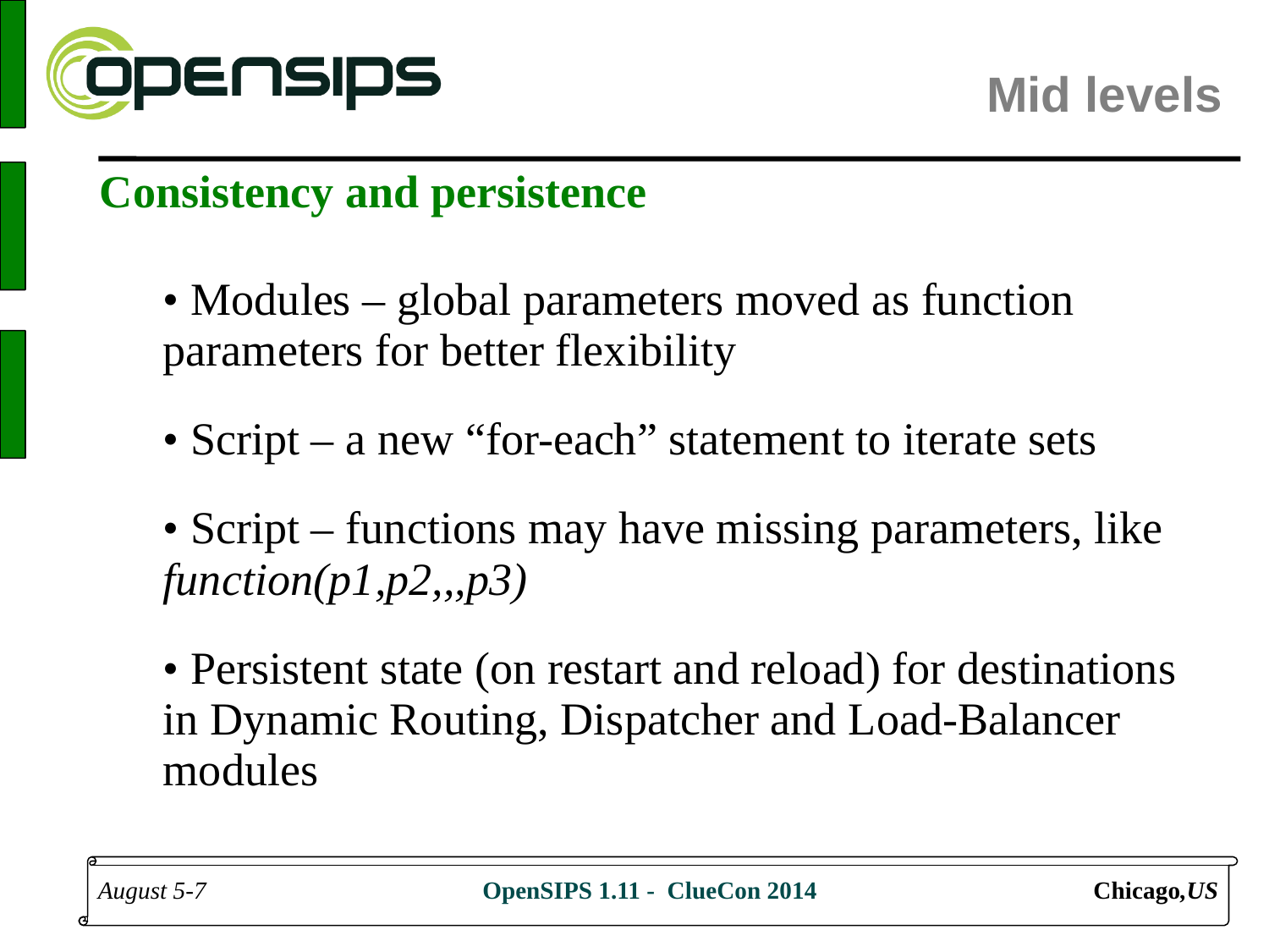# Mid levels

## Consistency and persistence

- Modules – global parameters moved as function parameters for better flexibility
- Script – a new “for-each” statement to iterate sets
- Script – functions may have missing parameters, like *function(p1,p2,,,p3)*
- Persistent state (on restart and reload) for destinations in Dynamic Routing, Dispatcher and Load-Balancer modules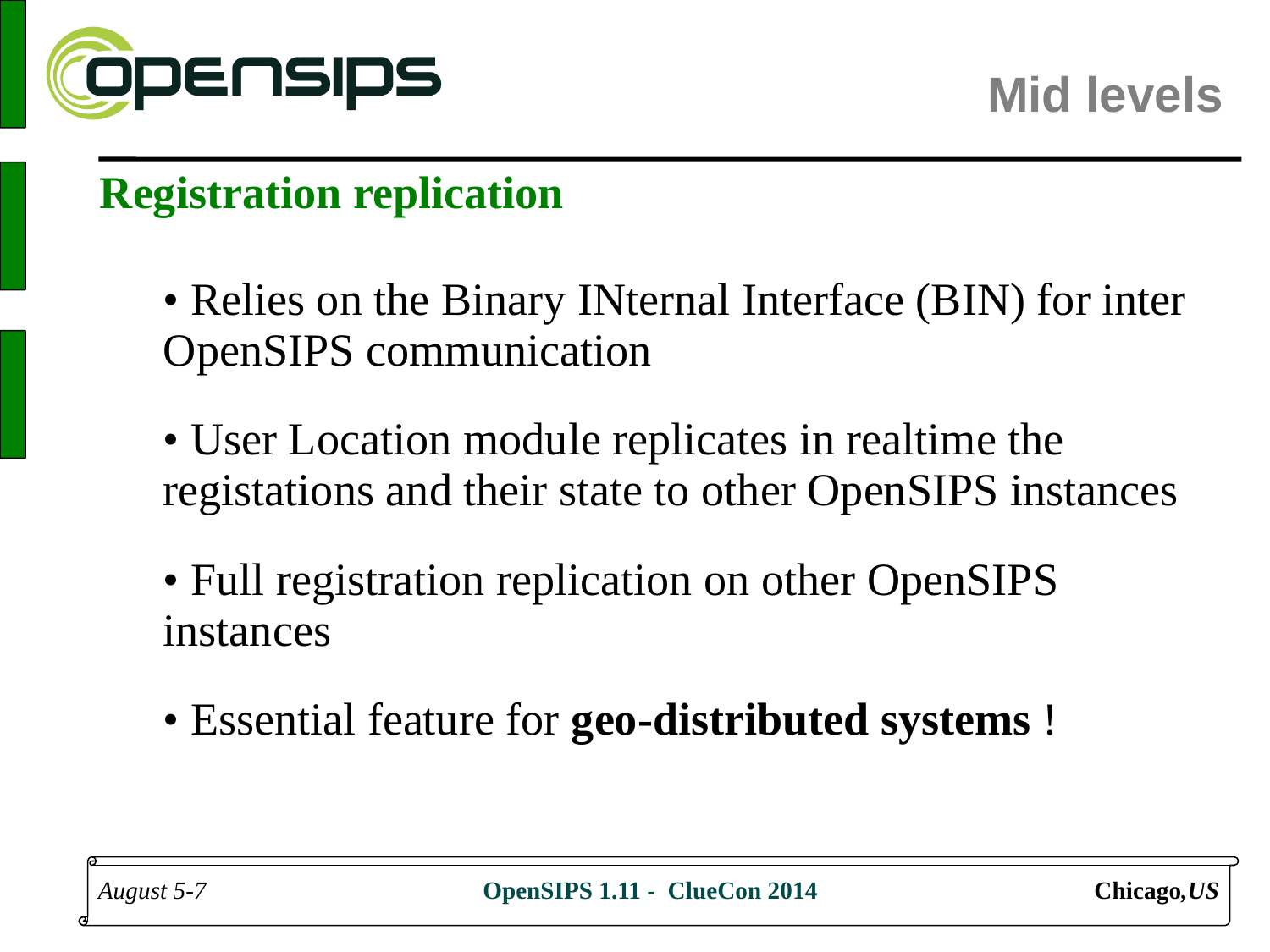# Mid levels

## Registration replication

- Relies on the Binary INternal Interface (BIN) for inter OpenSIPS communication
- User Location module replicates in realtime the registations and their state to other OpenSIPS instances
- Full registration replication on other OpenSIPS instances
- Essential feature for **geo-distributed systems** !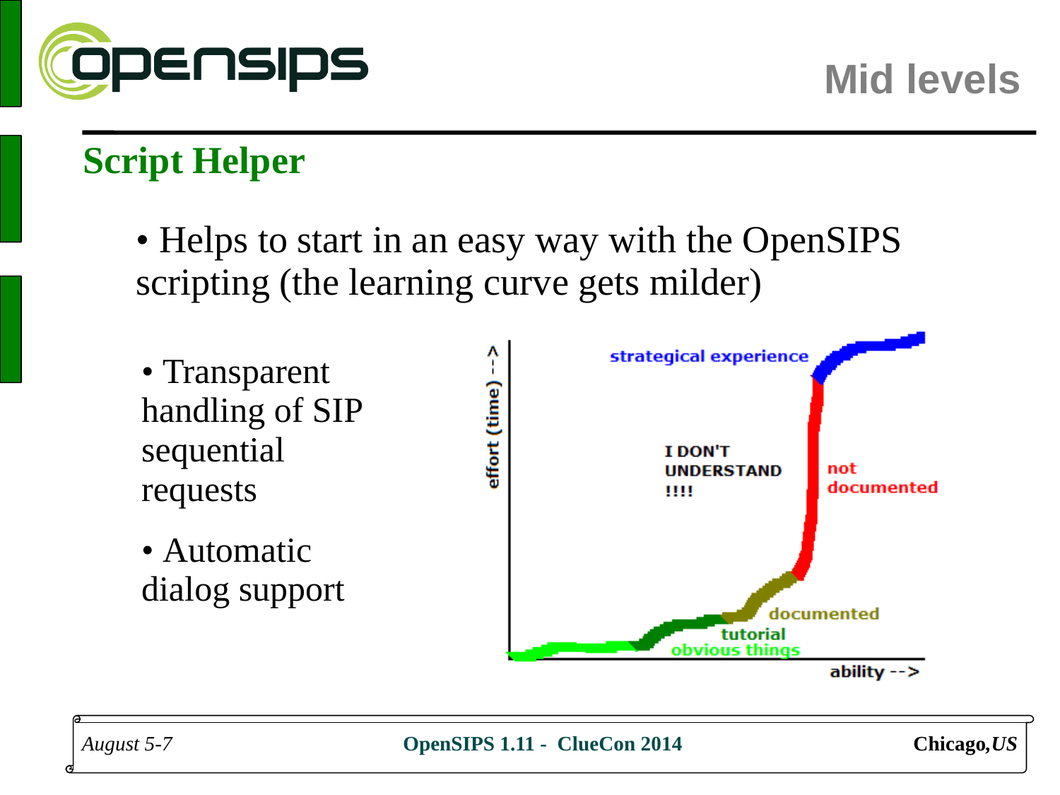# Mid levels

## Script Helper

- Helps to start in an easy way with the OpenSIPS scripting (the learning curve gets milder)

- Transparent handling of SIP sequential requests
- Automatic dialog support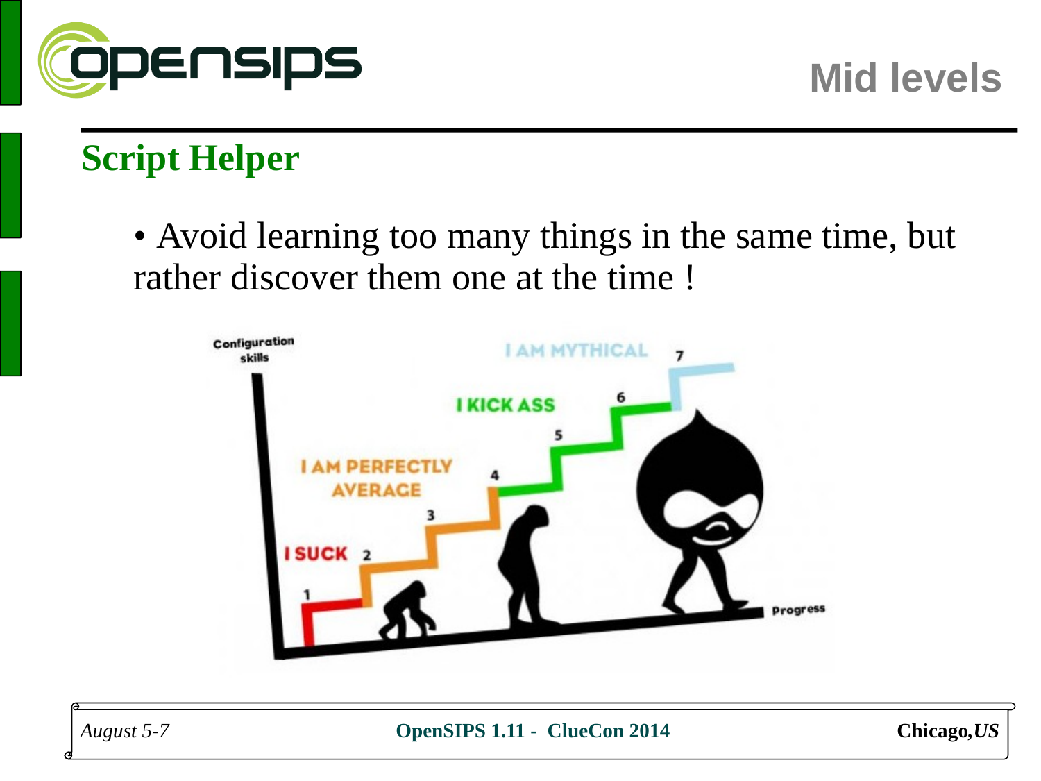# Mid levels

## Script Helper

- Avoid learning too many things in the same time, but rather discover them one at the time !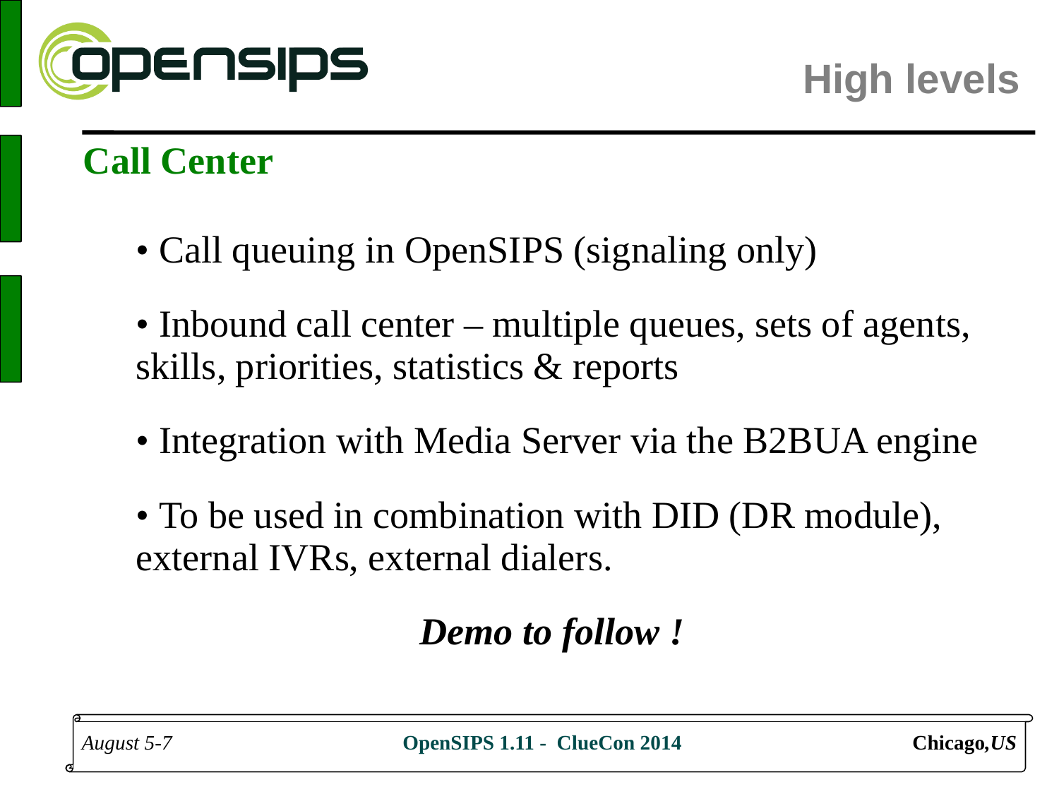# High levels

## Call Center

- Call queuing in OpenSIPS (signaling only)
- Inbound call center – multiple queues, sets of agents, skills, priorities, statistics & reports
- Integration with Media Server via the B2BUA engine
- To be used in combination with DID (DR module), external IVRs, external dialers.

***Demo to follow !***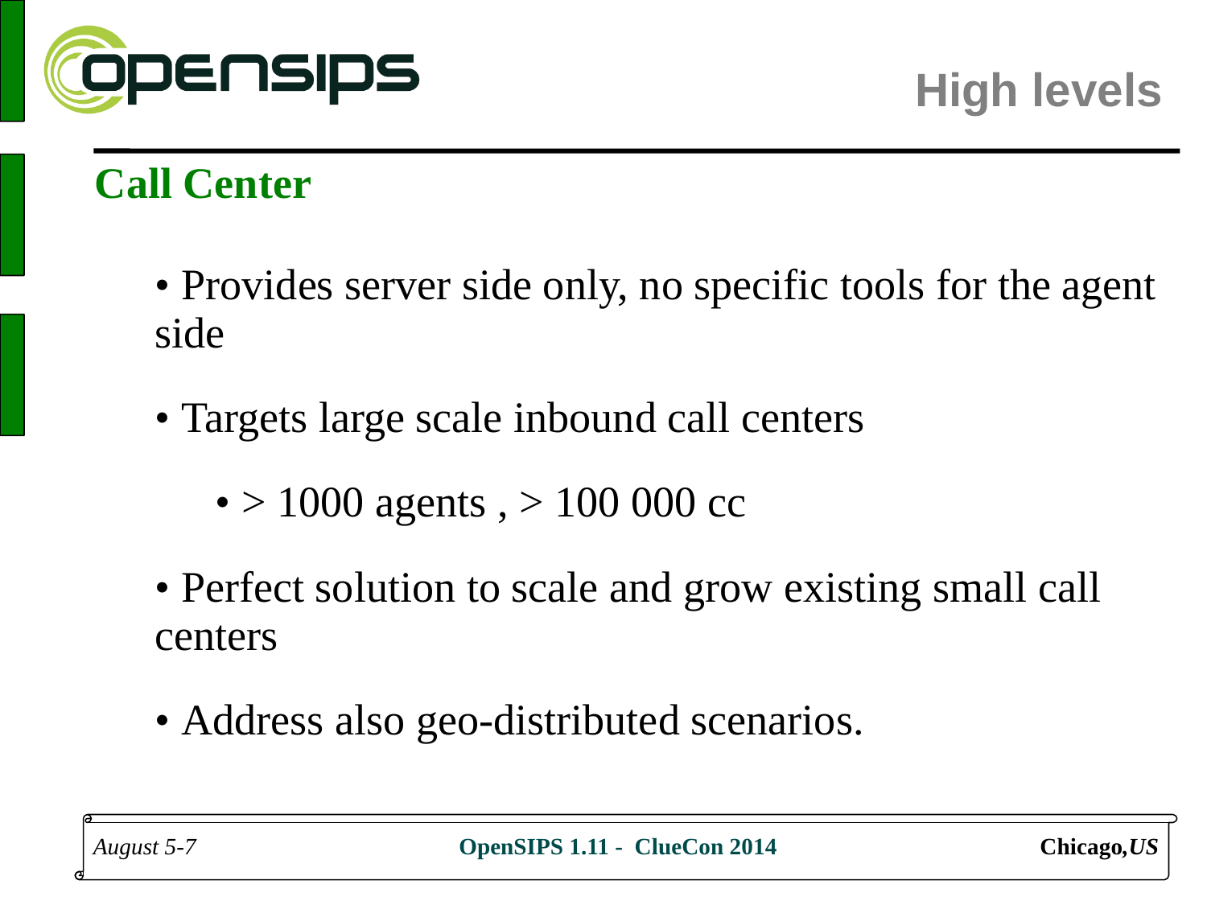# High levels

## Call Center

- Provides server side only, no specific tools for the agent side
- Targets large scale inbound call centers
  - > 1000 agents , > 100 000 cc
- Perfect solution to scale and grow existing small call centers
- Address also geo-distributed scenarios.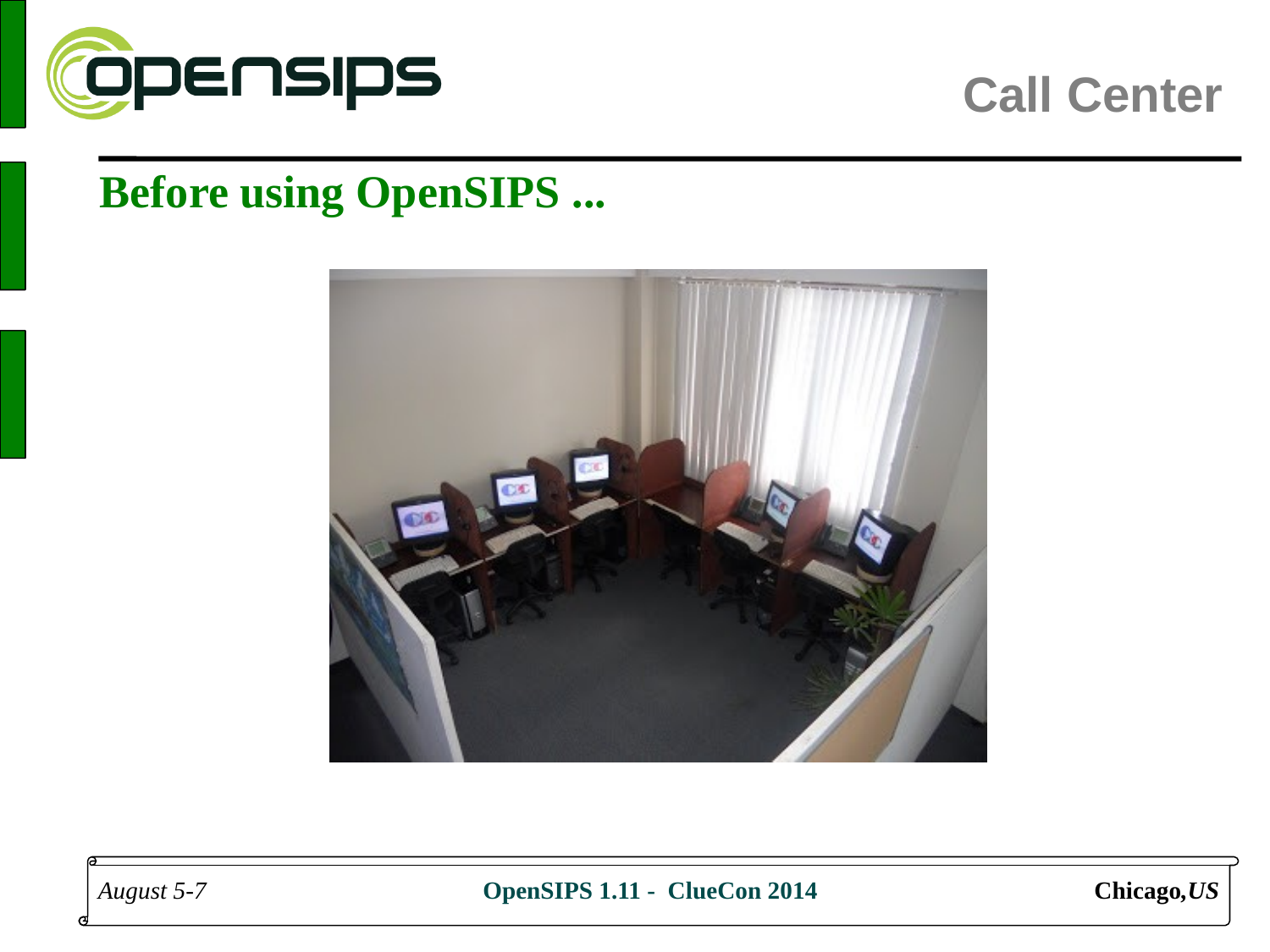# Call Center

## Before using OpenSIPS ...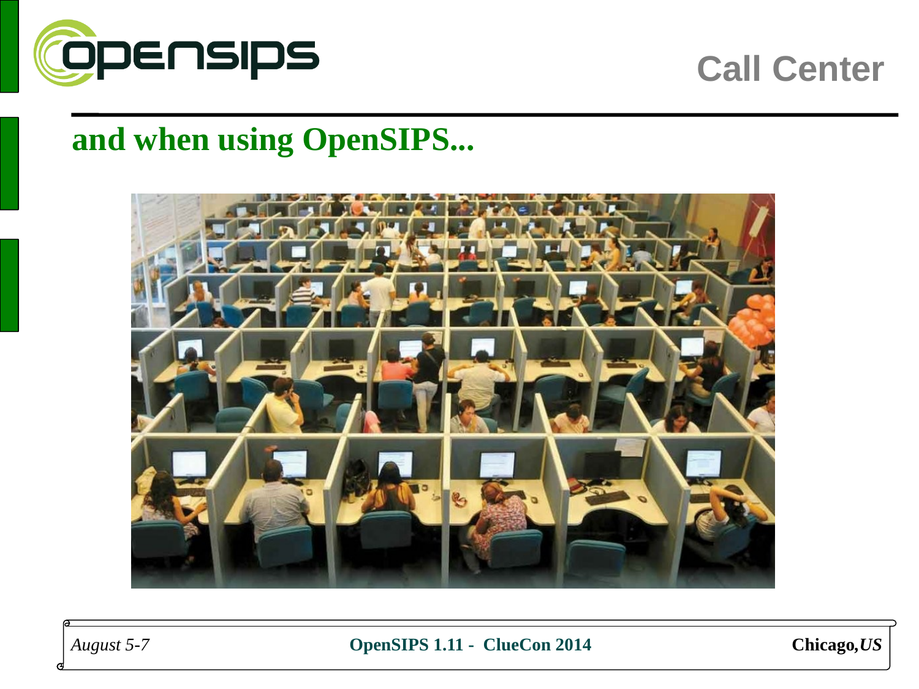## Call Center

### and when using OpenSIPS...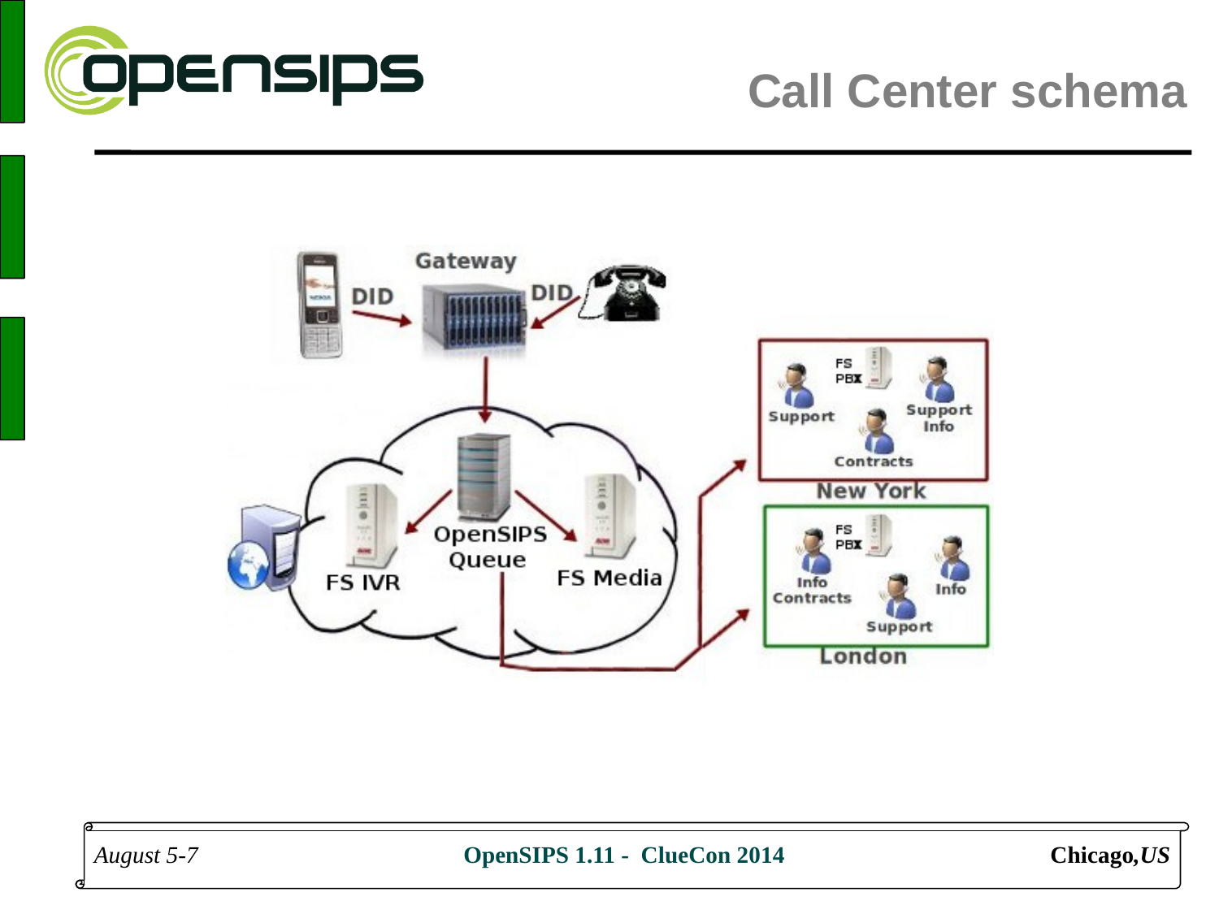# Call Center schema

Gateway

DID

DID

OpenSIPS Queue

FS IVR

FS Media

FS PBX

Support

Support Info

Contracts

New York

FS PBX

Info Contracts

Info

Support

London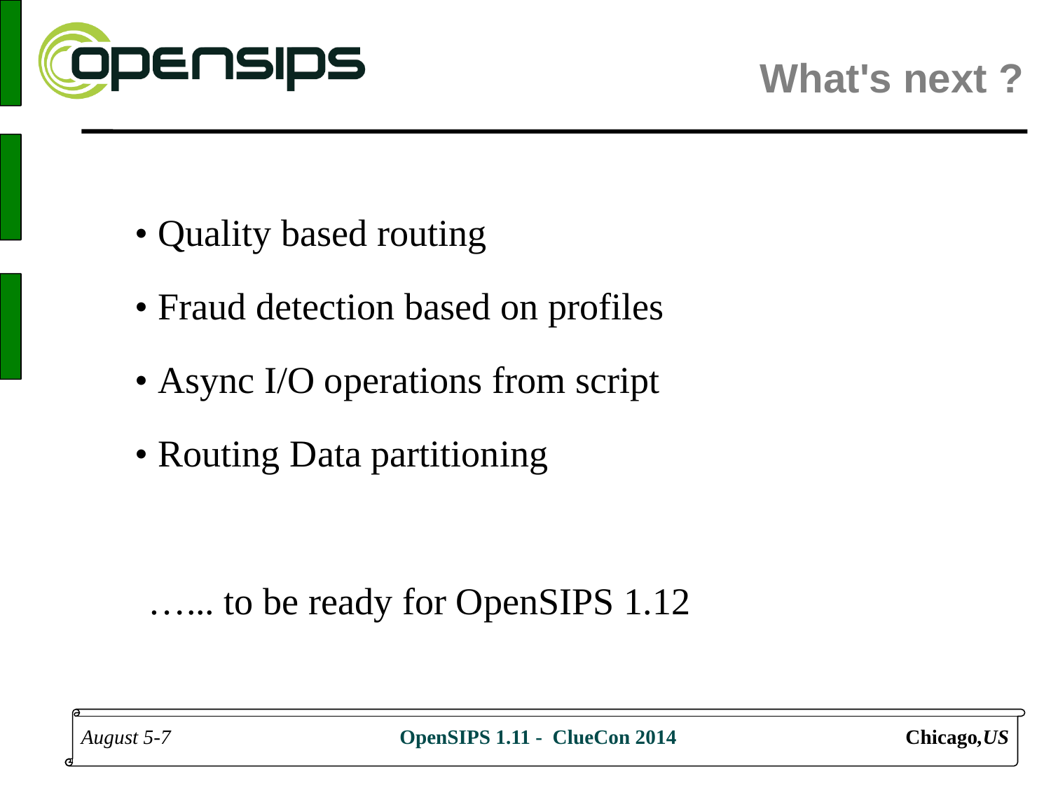# What's next ?

- Quality based routing
- Fraud detection based on profiles
- Async I/O operations from script
- Routing Data partitioning

…... to be ready for OpenSIPS 1.12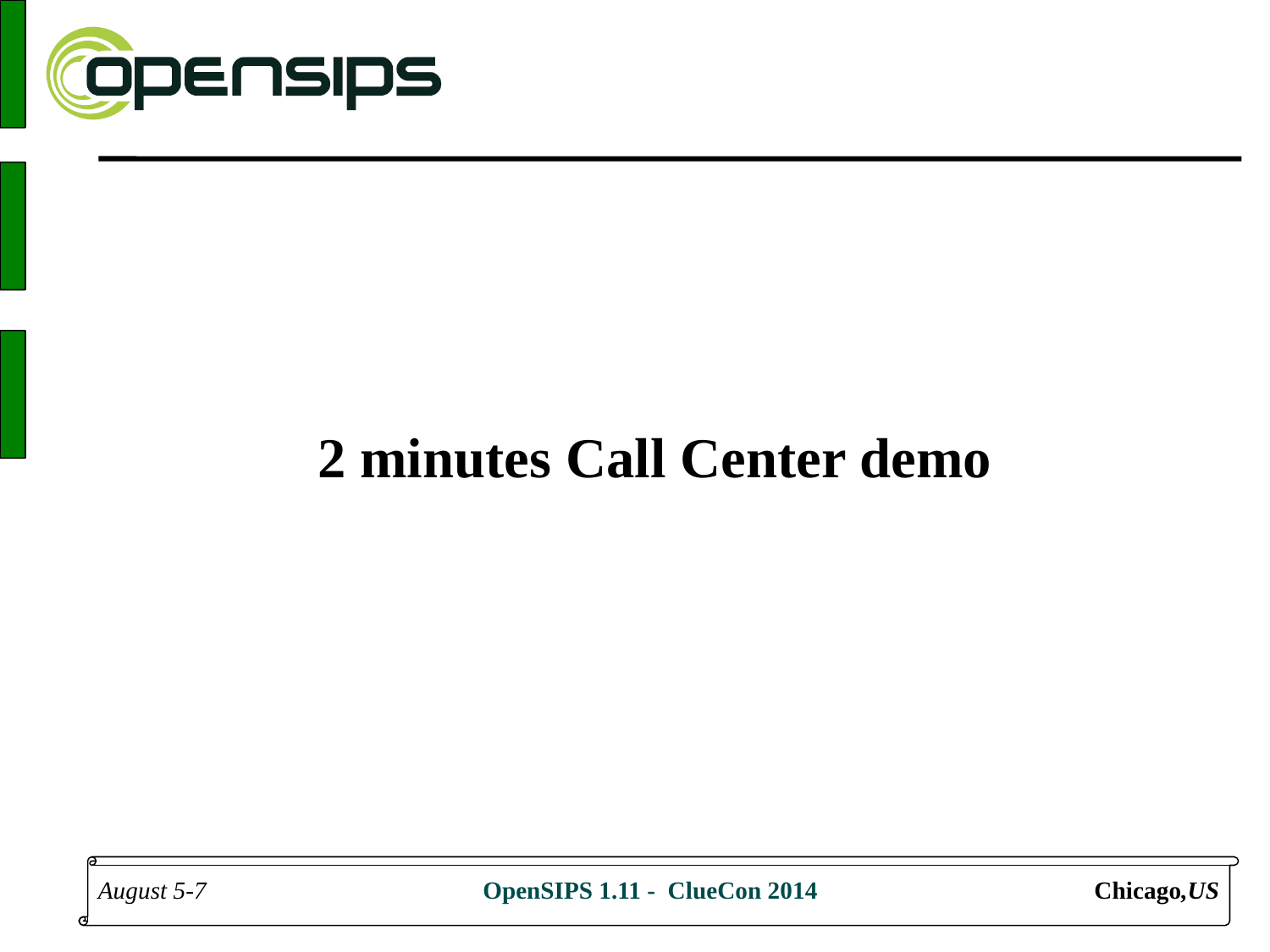# 2 minutes Call Center demo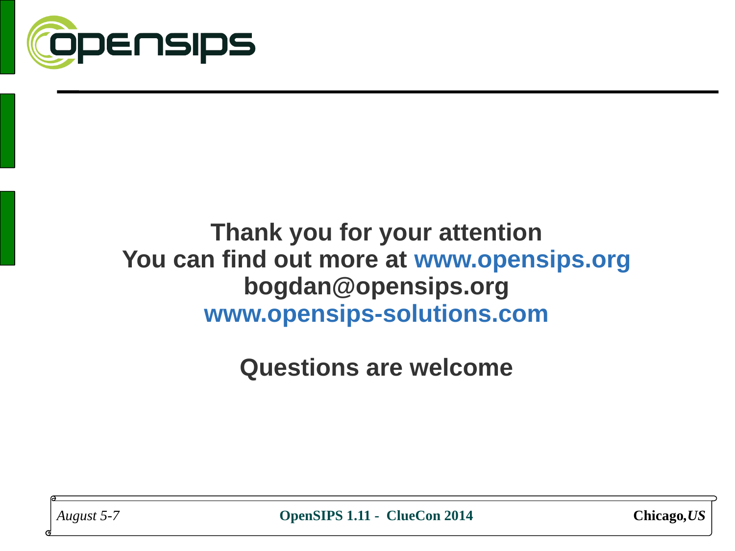**Thank you for your attention**

**You can find out more at www.opensips.org**

**bogdan@opensips.org**

**www.opensips-solutions.com**

**Questions are welcome**